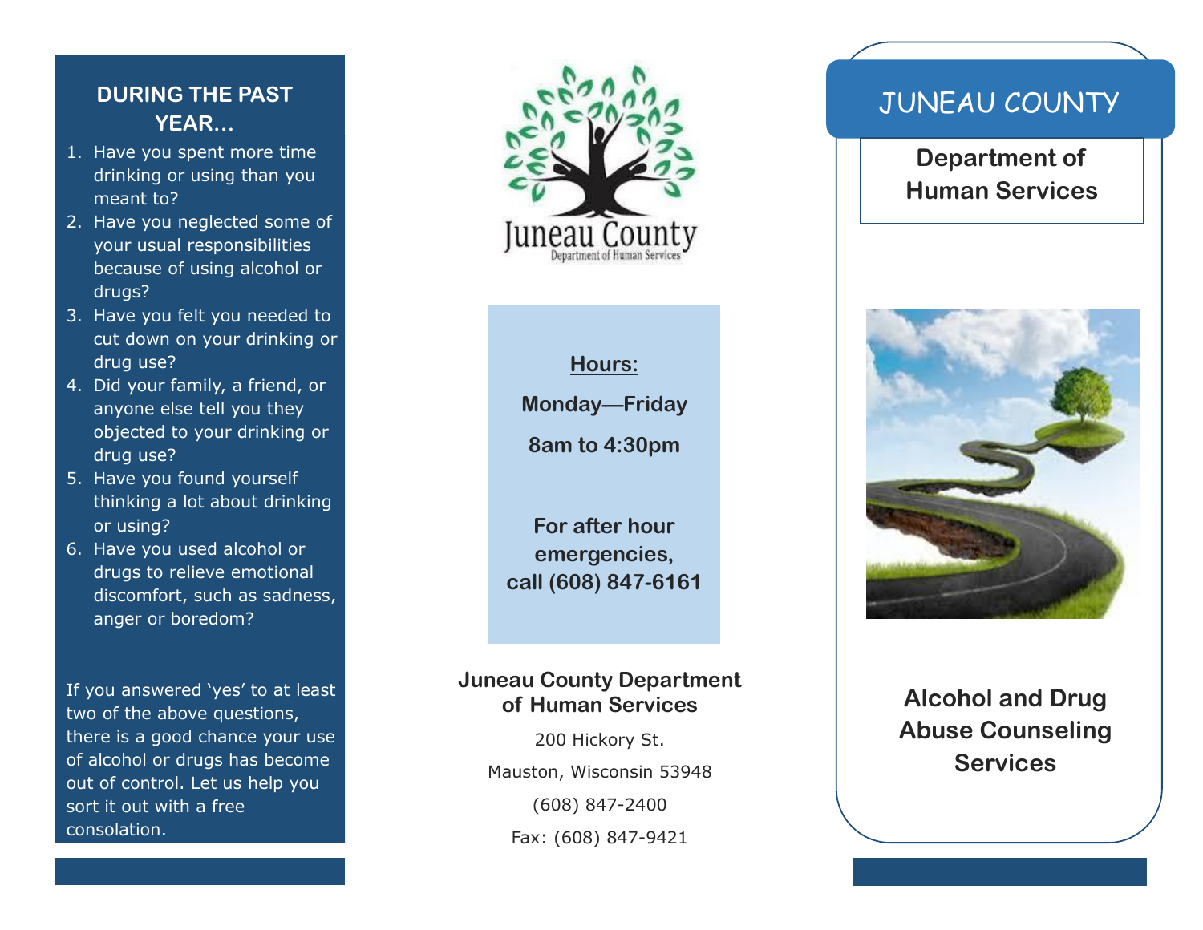## DURING THE PAST YEAR…

1. Have you spent more time drinking or using than you meant to?
2. Have you neglected some of your usual responsibilities because of using alcohol or drugs?
3. Have you felt you needed to cut down on your drinking or drug use?
4. Did your family, a friend, or anyone else tell you they objected to your drinking or drug use?
5. Have you found yourself thinking a lot about drinking or using?
6. Have you used alcohol or drugs to relieve emotional discomfort, such as sadness, anger or boredom?

If you answered 'yes' to at least two of the above questions, there is a good chance your use of alcohol or drugs has become out of control. Let us help you sort it out with a free consolation.

Juneau County
Department of Human Services

**Hours:**

**Monday—Friday**

**8am to 4:30pm**

**For after hour emergencies, call (608) 847-6161**

**Juneau County Department of Human Services**

200 Hickory St.

Mauston, Wisconsin 53948

(608) 847-2400

Fax: (608) 847-9421

# JUNEAU COUNTY

## Department of Human Services

## Alcohol and Drug Abuse Counseling Services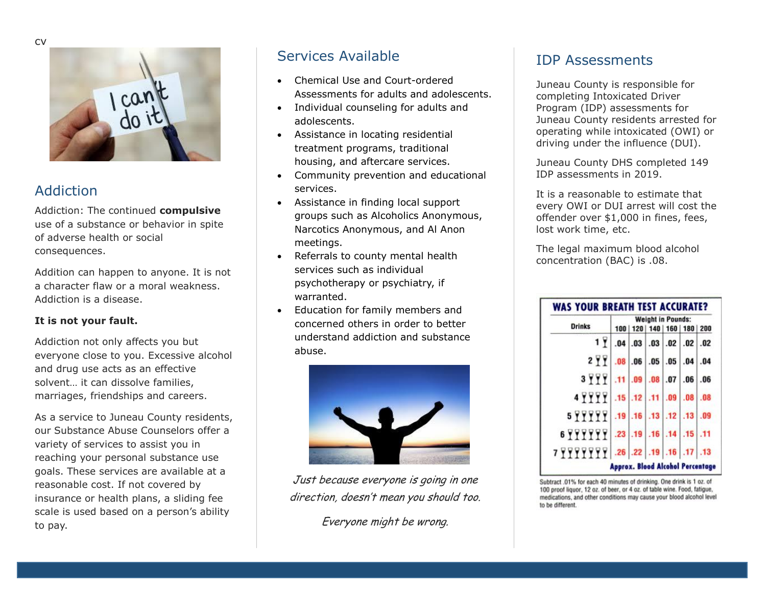cv

## Addiction

Addiction: The continued **compulsive** use of a substance or behavior in spite of adverse health or social consequences.

Addition can happen to anyone. It is not a character flaw or a moral weakness. Addiction is a disease.

**It is not your fault.**

Addiction not only affects you but everyone close to you. Excessive alcohol and drug use acts as an effective solvent… it can dissolve families, marriages, friendships and careers.

As a service to Juneau County residents, our Substance Abuse Counselors offer a variety of services to assist you in reaching your personal substance use goals. These services are available at a reasonable cost. If not covered by insurance or health plans, a sliding fee scale is used based on a person's ability to pay.

## Services Available

- Chemical Use and Court-ordered Assessments for adults and adolescents.
- Individual counseling for adults and adolescents.
- Assistance in locating residential treatment programs, traditional housing, and aftercare services.
- Community prevention and educational services.
- Assistance in finding local support groups such as Alcoholics Anonymous, Narcotics Anonymous, and Al Anon meetings.
- Referrals to county mental health services such as individual psychotherapy or psychiatry, if warranted.
- Education for family members and concerned others in order to better understand addiction and substance abuse.

*Just because everyone is going in one direction, doesn't mean you should too.*

*Everyone might be wrong.*

## IDP Assessments

Juneau County is responsible for completing Intoxicated Driver Program (IDP) assessments for Juneau County residents arrested for operating while intoxicated (OWI) or driving under the influence (DUI).

Juneau County DHS completed 149 IDP assessments in 2019.

It is a reasonable to estimate that every OWI or DUI arrest will cost the offender over $1,000 in fines, fees, lost work time, etc.

The legal maximum blood alcohol concentration (BAC) is .08.

**WAS YOUR BREATH TEST ACCURATE?**

| Drinks | Weight in Pounds: 100 | 120 | 140 | 160 | 180 | 200 |
|---|---|---|---|---|---|---|
| 1 | .04 | .03 | .03 | .02 | .02 | .02 |
| 2 | .08 | .06 | .05 | .05 | .04 | .04 |
| 3 | .11 | .09 | .08 | .07 | .06 | .06 |
| 4 | .15 | .12 | .11 | .09 | .08 | .08 |
| 5 | .19 | .16 | .13 | .12 | .13 | .09 |
| 6 | .23 | .19 | .16 | .14 | .15 | .11 |
| 7 | .26 | .22 | .19 | .16 | .17 | .13 |

**Approx. Blood Alcohol Percentage**

Subtract .01% for each 40 minutes of drinking. One drink is 1 oz. of 100 proof liquor, 12 oz. of beer, or 4 oz. of table wine. Food, fatigue, medications, and other conditions may cause your blood alcohol level to be different.